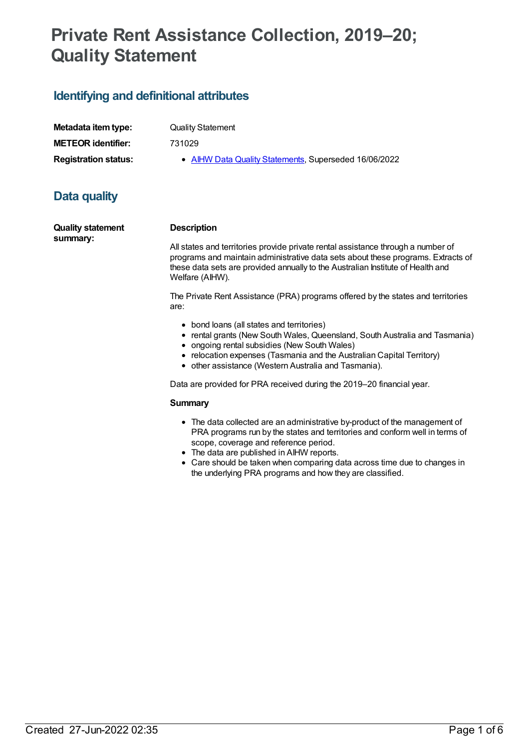# Private Rent Assistance Collection, 2019–20; Quality Statement

## Identifying and definitional attributes

| | |
|---|---|
| **Metadata item type:** | Quality Statement |
| **METEOR identifier:** | 731029 |
| **Registration status:** | • AIHW Data Quality Statements, Superseded 16/06/2022 |

## Data quality

**Quality statement summary:**

**Description**

All states and territories provide private rental assistance through a number of programs and maintain administrative data sets about these programs. Extracts of these data sets are provided annually to the Australian Institute of Health and Welfare (AIHW).

The Private Rent Assistance (PRA) programs offered by the states and territories are:

- bond loans (all states and territories)
- rental grants (New South Wales, Queensland, South Australia and Tasmania)
- ongoing rental subsidies (New South Wales)
- relocation expenses (Tasmania and the Australian Capital Territory)
- other assistance (Western Australia and Tasmania).

Data are provided for PRA received during the 2019–20 financial year.

**Summary**

- The data collected are an administrative by-product of the management of PRA programs run by the states and territories and conform well in terms of scope, coverage and reference period.
- The data are published in AIHW reports.
- Care should be taken when comparing data across time due to changes in the underlying PRA programs and how they are classified.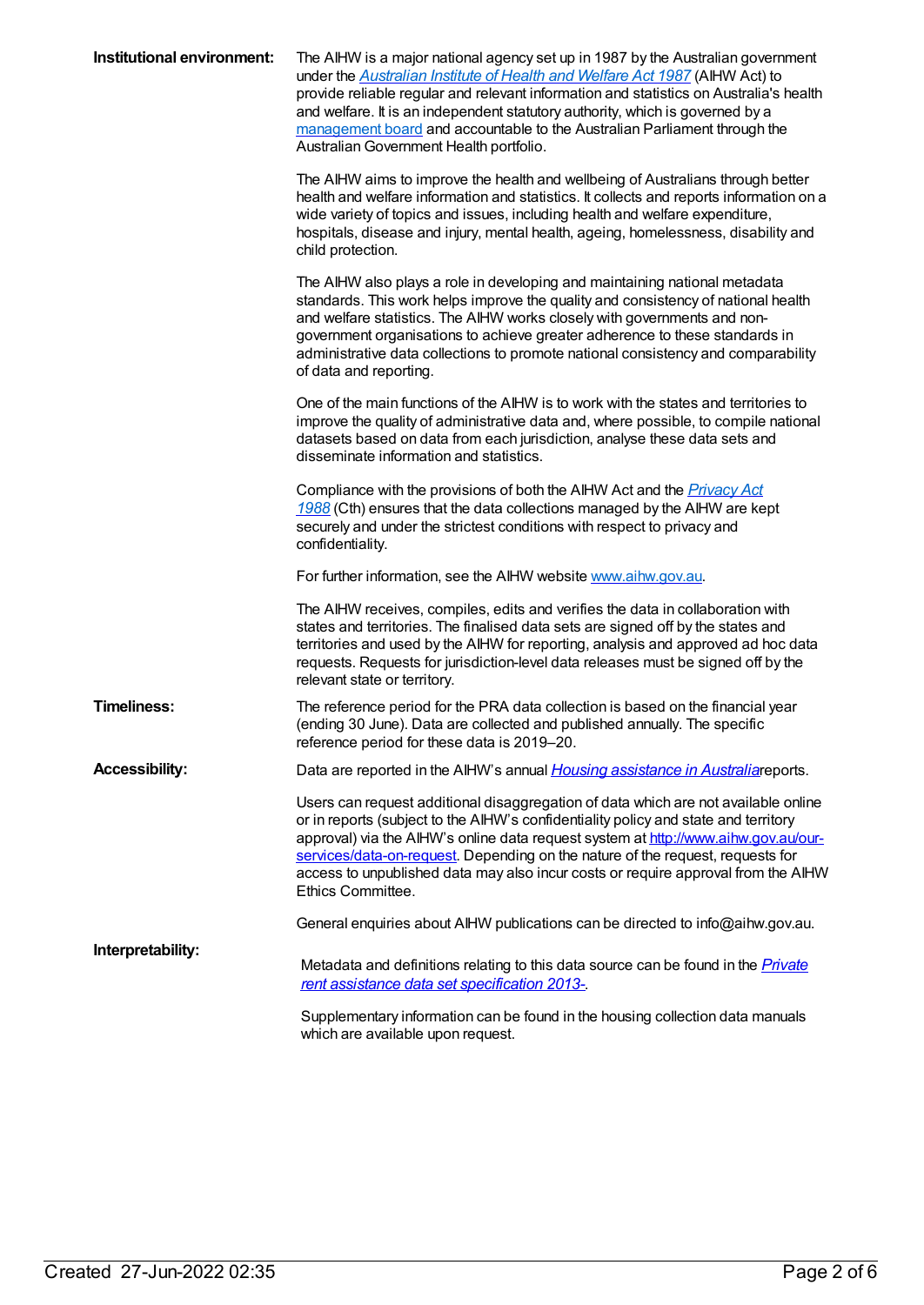**Institutional environment:**

The AIHW is a major national agency set up in 1987 by the Australian government under the *Australian Institute of Health and Welfare Act 1987* (AIHW Act) to provide reliable regular and relevant information and statistics on Australia's health and welfare. It is an independent statutory authority, which is governed by a management board and accountable to the Australian Parliament through the Australian Government Health portfolio.

The AIHW aims to improve the health and wellbeing of Australians through better health and welfare information and statistics. It collects and reports information on a wide variety of topics and issues, including health and welfare expenditure, hospitals, disease and injury, mental health, ageing, homelessness, disability and child protection.

The AIHW also plays a role in developing and maintaining national metadata standards. This work helps improve the quality and consistency of national health and welfare statistics. The AIHW works closely with governments and non-government organisations to achieve greater adherence to these standards in administrative data collections to promote national consistency and comparability of data and reporting.

One of the main functions of the AIHW is to work with the states and territories to improve the quality of administrative data and, where possible, to compile national datasets based on data from each jurisdiction, analyse these data sets and disseminate information and statistics.

Compliance with the provisions of both the AIHW Act and the *Privacy Act 1988* (Cth) ensures that the data collections managed by the AIHW are kept securely and under the strictest conditions with respect to privacy and confidentiality.

For further information, see the AIHW website www.aihw.gov.au.

The AIHW receives, compiles, edits and verifies the data in collaboration with states and territories. The finalised data sets are signed off by the states and territories and used by the AIHW for reporting, analysis and approved ad hoc data requests. Requests for jurisdiction-level data releases must be signed off by the relevant state or territory.

**Timeliness:**

The reference period for the PRA data collection is based on the financial year (ending 30 June). Data are collected and published annually. The specific reference period for these data is 2019–20.

**Accessibility:**

Data are reported in the AIHW's annual *Housing assistance in Australia* reports.

Users can request additional disaggregation of data which are not available online or in reports (subject to the AIHW's confidentiality policy and state and territory approval) via the AIHW's online data request system at http://www.aihw.gov.au/our-services/data-on-request. Depending on the nature of the request, requests for access to unpublished data may also incur costs or require approval from the AIHW Ethics Committee.

General enquiries about AIHW publications can be directed to info@aihw.gov.au.

**Interpretability:**

Metadata and definitions relating to this data source can be found in the *Private rent assistance data set specification 2013-*.

Supplementary information can be found in the housing collection data manuals which are available upon request.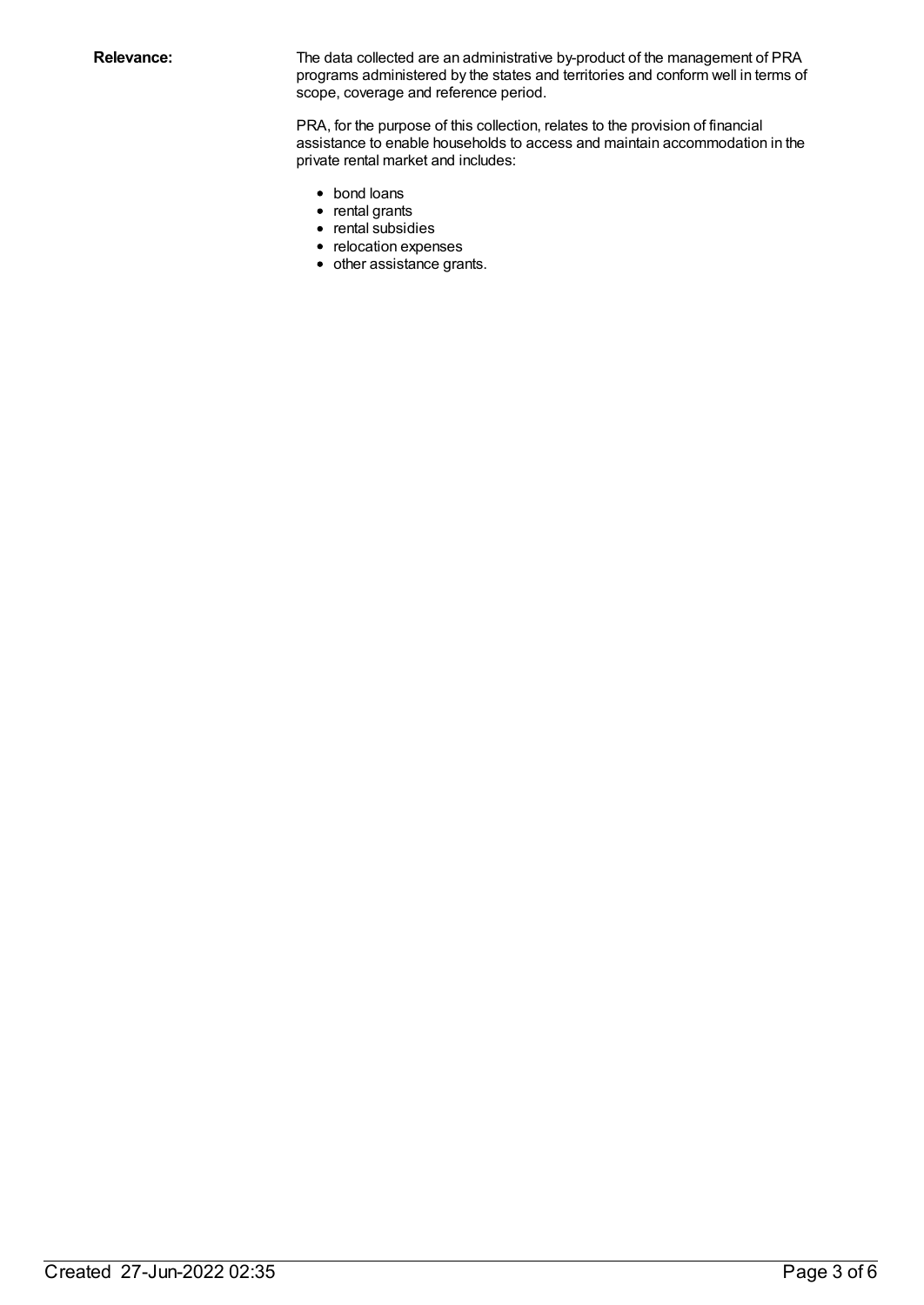**Relevance:** The data collected are an administrative by-product of the management of PRA programs administered by the states and territories and conform well in terms of scope, coverage and reference period.

PRA, for the purpose of this collection, relates to the provision of financial assistance to enable households to access and maintain accommodation in the private rental market and includes:

- bond loans
- rental grants
- rental subsidies
- relocation expenses
- other assistance grants.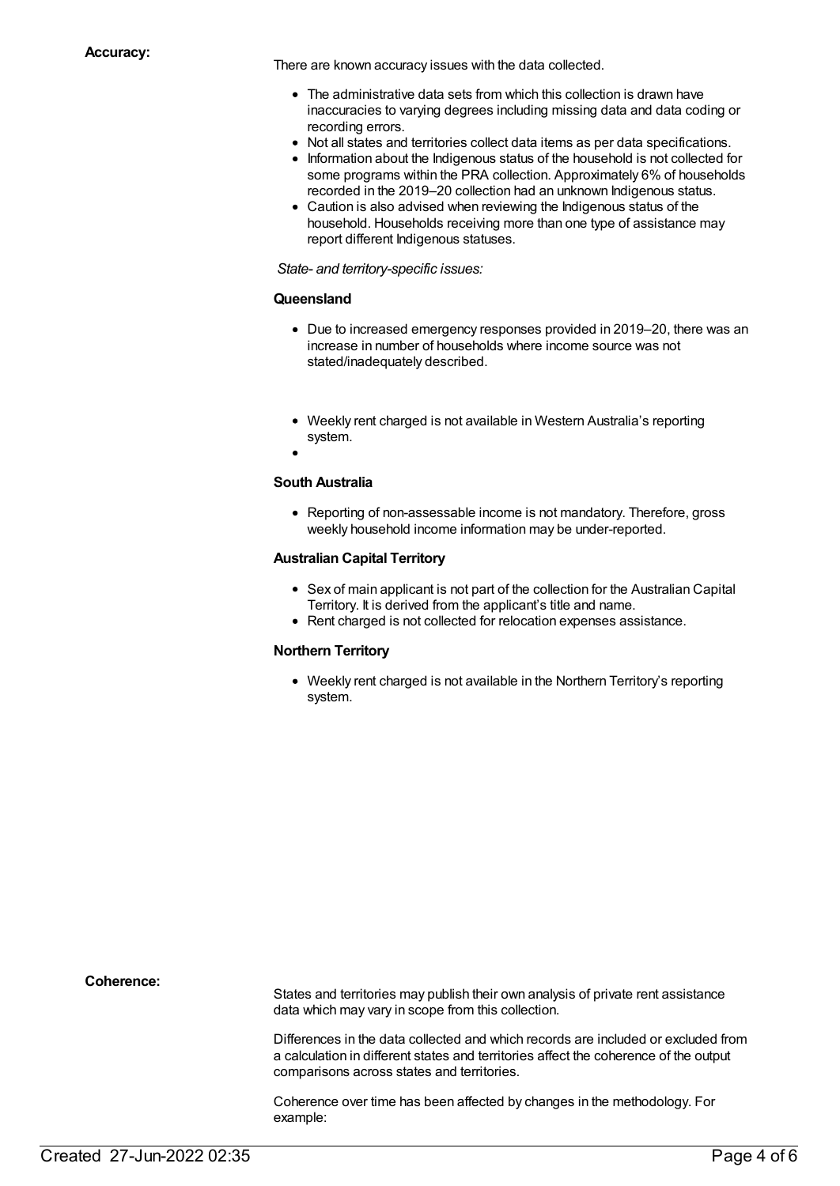**Accuracy:**

There are known accuracy issues with the data collected.

- The administrative data sets from which this collection is drawn have inaccuracies to varying degrees including missing data and data coding or recording errors.
- Not all states and territories collect data items as per data specifications.
- Information about the Indigenous status of the household is not collected for some programs within the PRA collection. Approximately 6% of households recorded in the 2019–20 collection had an unknown Indigenous status.
- Caution is also advised when reviewing the Indigenous status of the household. Households receiving more than one type of assistance may report different Indigenous statuses.

*State- and territory-specific issues:*

**Queensland**

- Due to increased emergency responses provided in 2019–20, there was an increase in number of households where income source was not stated/inadequately described.

- Weekly rent charged is not available in Western Australia's reporting system.

**South Australia**

- Reporting of non-assessable income is not mandatory. Therefore, gross weekly household income information may be under-reported.

**Australian Capital Territory**

- Sex of main applicant is not part of the collection for the Australian Capital Territory. It is derived from the applicant's title and name.
- Rent charged is not collected for relocation expenses assistance.

**Northern Territory**

- Weekly rent charged is not available in the Northern Territory's reporting system.

**Coherence:**

States and territories may publish their own analysis of private rent assistance data which may vary in scope from this collection.

Differences in the data collected and which records are included or excluded from a calculation in different states and territories affect the coherence of the output comparisons across states and territories.

Coherence over time has been affected by changes in the methodology. For example: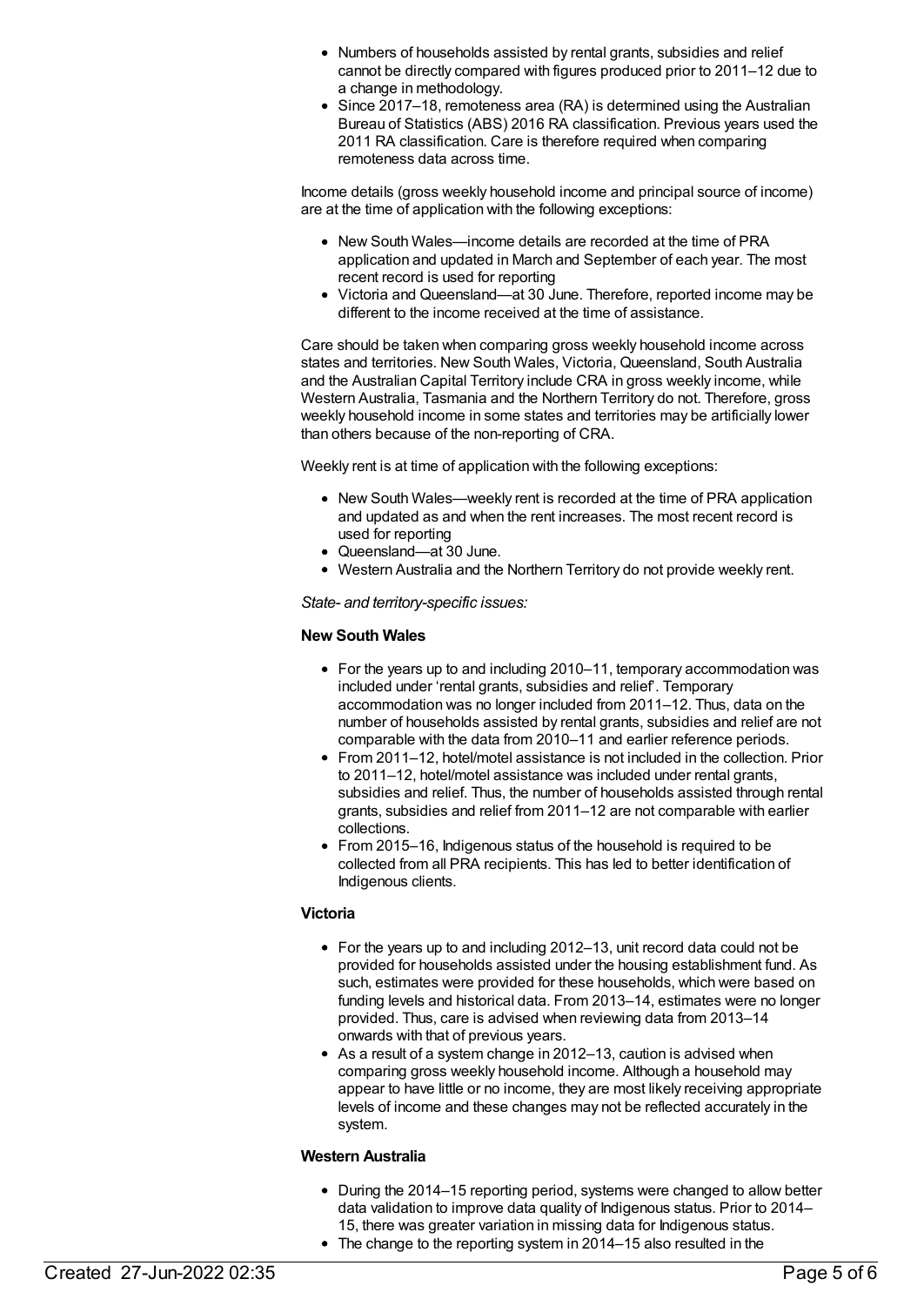- Numbers of households assisted by rental grants, subsidies and relief cannot be directly compared with figures produced prior to 2011–12 due to a change in methodology.
- Since 2017–18, remoteness area (RA) is determined using the Australian Bureau of Statistics (ABS) 2016 RA classification. Previous years used the 2011 RA classification. Care is therefore required when comparing remoteness data across time.

Income details (gross weekly household income and principal source of income) are at the time of application with the following exceptions:

- New South Wales—income details are recorded at the time of PRA application and updated in March and September of each year. The most recent record is used for reporting
- Victoria and Queensland—at 30 June. Therefore, reported income may be different to the income received at the time of assistance.

Care should be taken when comparing gross weekly household income across states and territories. New South Wales, Victoria, Queensland, South Australia and the Australian Capital Territory include CRA in gross weekly income, while Western Australia, Tasmania and the Northern Territory do not. Therefore, gross weekly household income in some states and territories may be artificially lower than others because of the non-reporting of CRA.

Weekly rent is at time of application with the following exceptions:

- New South Wales—weekly rent is recorded at the time of PRA application and updated as and when the rent increases. The most recent record is used for reporting
- Queensland—at 30 June.
- Western Australia and the Northern Territory do not provide weekly rent.

*State- and territory-specific issues:*

**New South Wales**

- For the years up to and including 2010–11, temporary accommodation was included under 'rental grants, subsidies and relief'. Temporary accommodation was no longer included from 2011–12. Thus, data on the number of households assisted by rental grants, subsidies and relief are not comparable with the data from 2010–11 and earlier reference periods.
- From 2011–12, hotel/motel assistance is not included in the collection. Prior to 2011–12, hotel/motel assistance was included under rental grants, subsidies and relief. Thus, the number of households assisted through rental grants, subsidies and relief from 2011–12 are not comparable with earlier collections.
- From 2015–16, Indigenous status of the household is required to be collected from all PRA recipients. This has led to better identification of Indigenous clients.

**Victoria**

- For the years up to and including 2012–13, unit record data could not be provided for households assisted under the housing establishment fund. As such, estimates were provided for these households, which were based on funding levels and historical data. From 2013–14, estimates were no longer provided. Thus, care is advised when reviewing data from 2013–14 onwards with that of previous years.
- As a result of a system change in 2012–13, caution is advised when comparing gross weekly household income. Although a household may appear to have little or no income, they are most likely receiving appropriate levels of income and these changes may not be reflected accurately in the system.

**Western Australia**

- During the 2014–15 reporting period, systems were changed to allow better data validation to improve data quality of Indigenous status. Prior to 2014–15, there was greater variation in missing data for Indigenous status.
- The change to the reporting system in 2014–15 also resulted in the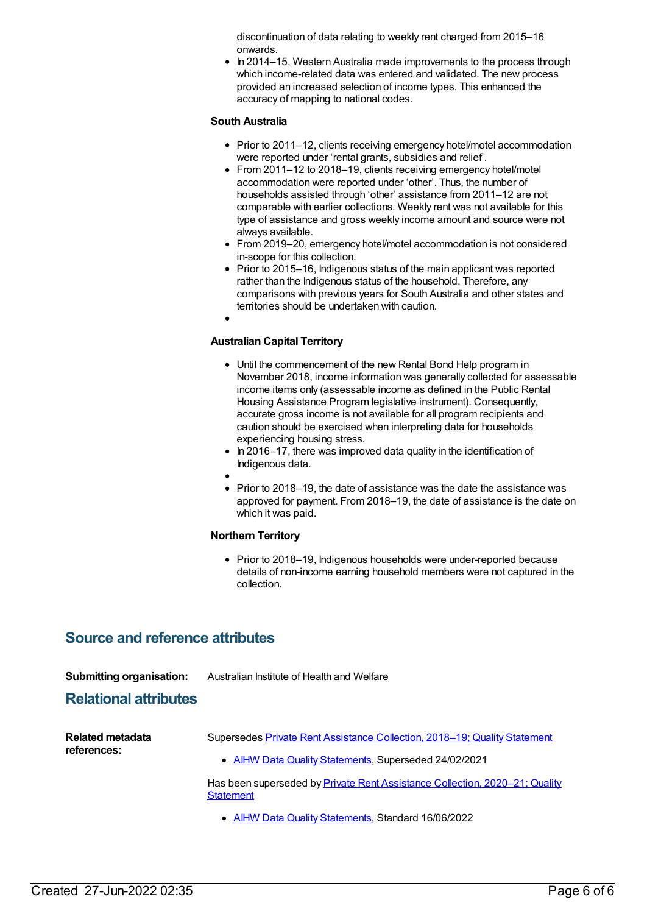discontinuation of data relating to weekly rent charged from 2015–16 onwards.

- In 2014–15, Western Australia made improvements to the process through which income-related data was entered and validated. The new process provided an increased selection of income types. This enhanced the accuracy of mapping to national codes.

**South Australia**

- Prior to 2011–12, clients receiving emergency hotel/motel accommodation were reported under 'rental grants, subsidies and relief'.
- From 2011–12 to 2018–19, clients receiving emergency hotel/motel accommodation were reported under 'other'. Thus, the number of households assisted through 'other' assistance from 2011–12 are not comparable with earlier collections. Weekly rent was not available for this type of assistance and gross weekly income amount and source were not always available.
- From 2019–20, emergency hotel/motel accommodation is not considered in-scope for this collection.
- Prior to 2015–16, Indigenous status of the main applicant was reported rather than the Indigenous status of the household. Therefore, any comparisons with previous years for South Australia and other states and territories should be undertaken with caution.

**Australian Capital Territory**

- Until the commencement of the new Rental Bond Help program in November 2018, income information was generally collected for assessable income items only (assessable income as defined in the Public Rental Housing Assistance Program legislative instrument). Consequently, accurate gross income is not available for all program recipients and caution should be exercised when interpreting data for households experiencing housing stress.
- In 2016–17, there was improved data quality in the identification of Indigenous data.
- Prior to 2018–19, the date of assistance was the date the assistance was approved for payment. From 2018–19, the date of assistance is the date on which it was paid.

**Northern Territory**

- Prior to 2018–19, Indigenous households were under-reported because details of non-income earning household members were not captured in the collection.

## Source and reference attributes

**Submitting organisation:** Australian Institute of Health and Welfare

## Relational attributes

**Related metadata references:**

Supersedes Private Rent Assistance Collection, 2018–19; Quality Statement

- AIHW Data Quality Statements, Superseded 24/02/2021

Has been superseded by Private Rent Assistance Collection, 2020–21; Quality Statement

- AIHW Data Quality Statements, Standard 16/06/2022